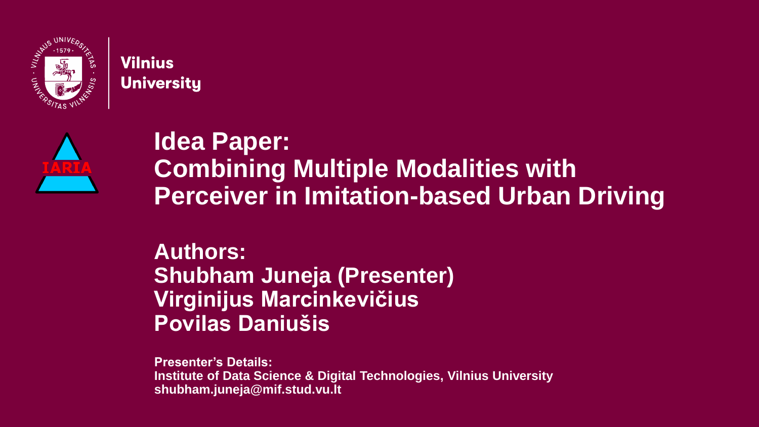Vilnius University

# Idea Paper: Combining Multiple Modalities with Perceiver in Imitation-based Urban Driving

**Authors:**
**Shubham Juneja (Presenter)**
**Virginijus Marcinkevičius**
**Povilas Daniušis**

**Presenter's Details:**
**Institute of Data Science & Digital Technologies, Vilnius University**
**shubham.juneja@mif.stud.vu.lt**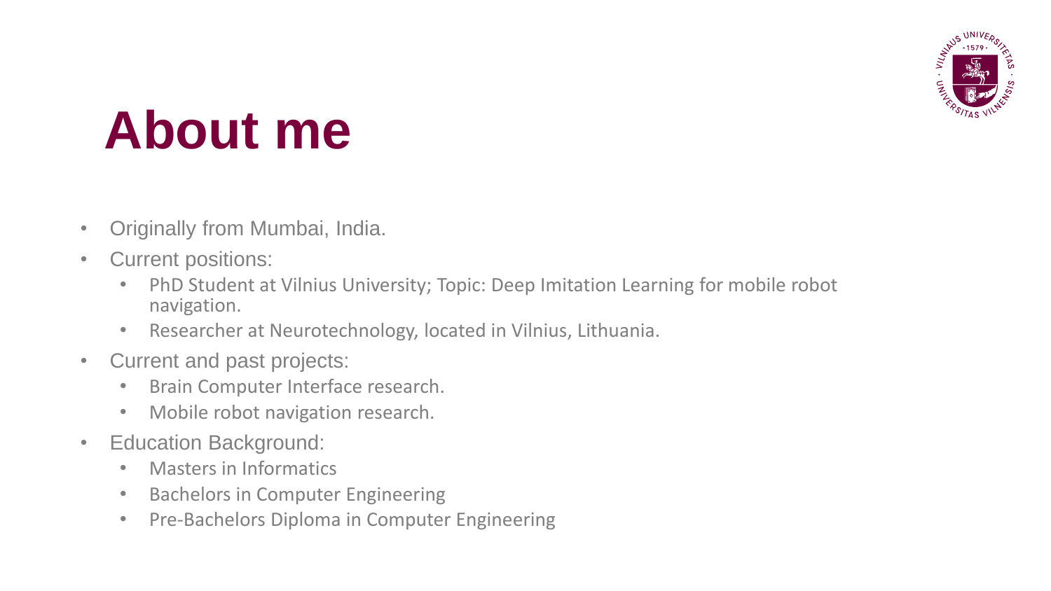# About me

- Originally from Mumbai, India.
- Current positions:
  - PhD Student at Vilnius University; Topic: Deep Imitation Learning for mobile robot navigation.
  - Researcher at Neurotechnology, located in Vilnius, Lithuania.
- Current and past projects:
  - Brain Computer Interface research.
  - Mobile robot navigation research.
- Education Background:
  - Masters in Informatics
  - Bachelors in Computer Engineering
  - Pre-Bachelors Diploma in Computer Engineering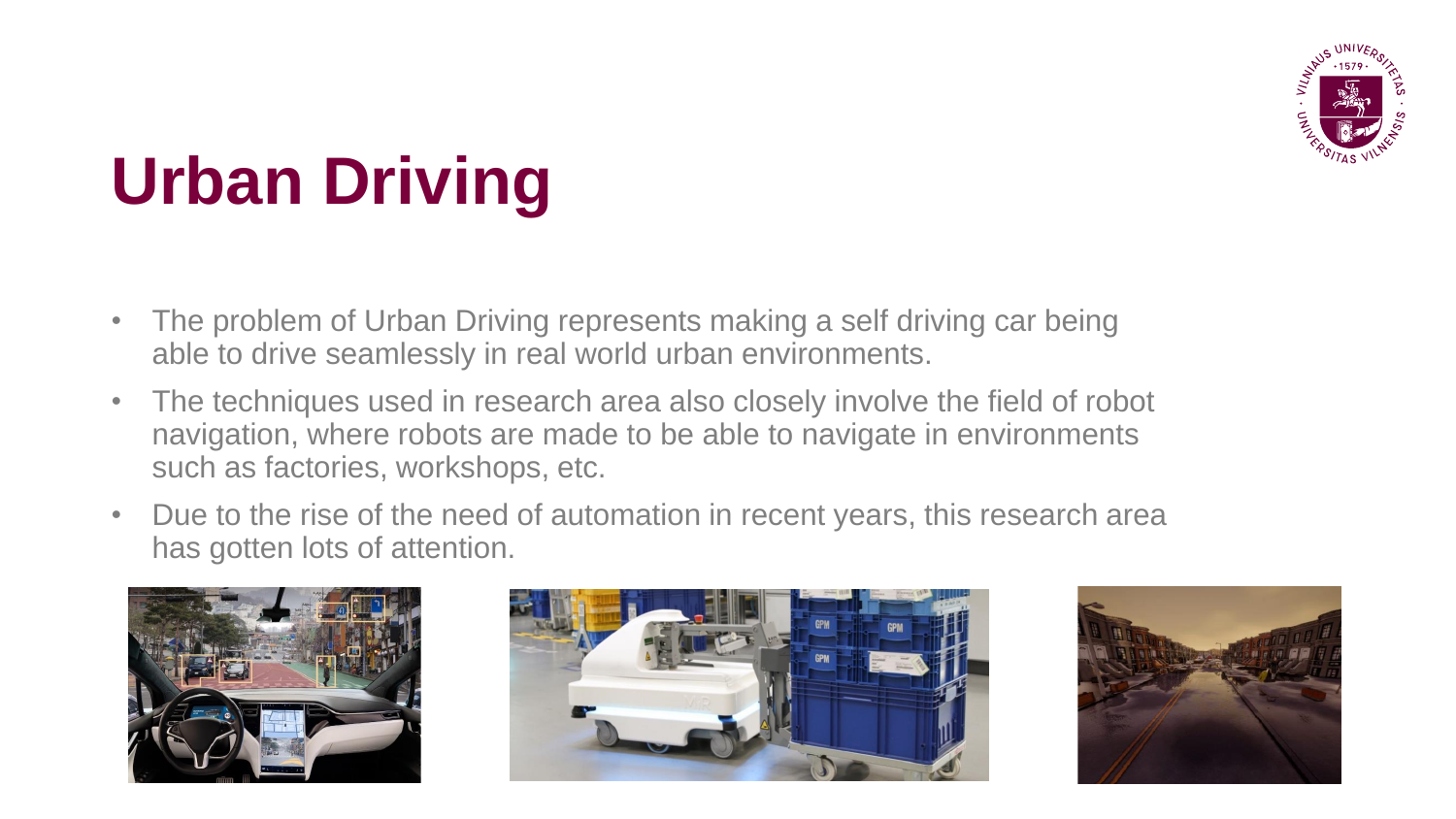# Urban Driving

- The problem of Urban Driving represents making a self driving car being able to drive seamlessly in real world urban environments.
- The techniques used in research area also closely involve the field of robot navigation, where robots are made to be able to navigate in environments such as factories, workshops, etc.
- Due to the rise of the need of automation in recent years, this research area has gotten lots of attention.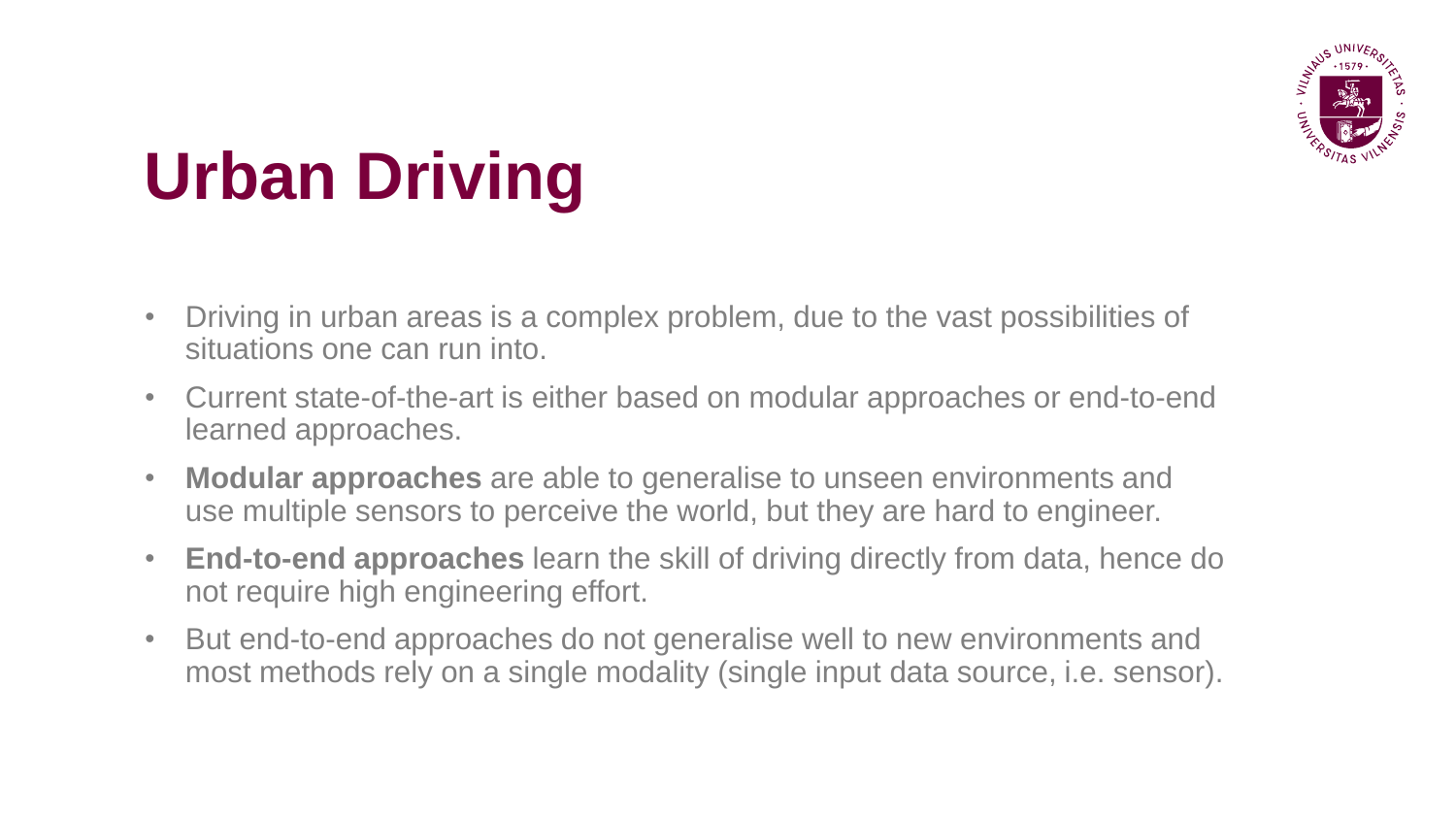# Urban Driving

- Driving in urban areas is a complex problem, due to the vast possibilities of situations one can run into.
- Current state-of-the-art is either based on modular approaches or end-to-end learned approaches.
- **Modular approaches** are able to generalise to unseen environments and use multiple sensors to perceive the world, but they are hard to engineer.
- **End-to-end approaches** learn the skill of driving directly from data, hence do not require high engineering effort.
- But end-to-end approaches do not generalise well to new environments and most methods rely on a single modality (single input data source, i.e. sensor).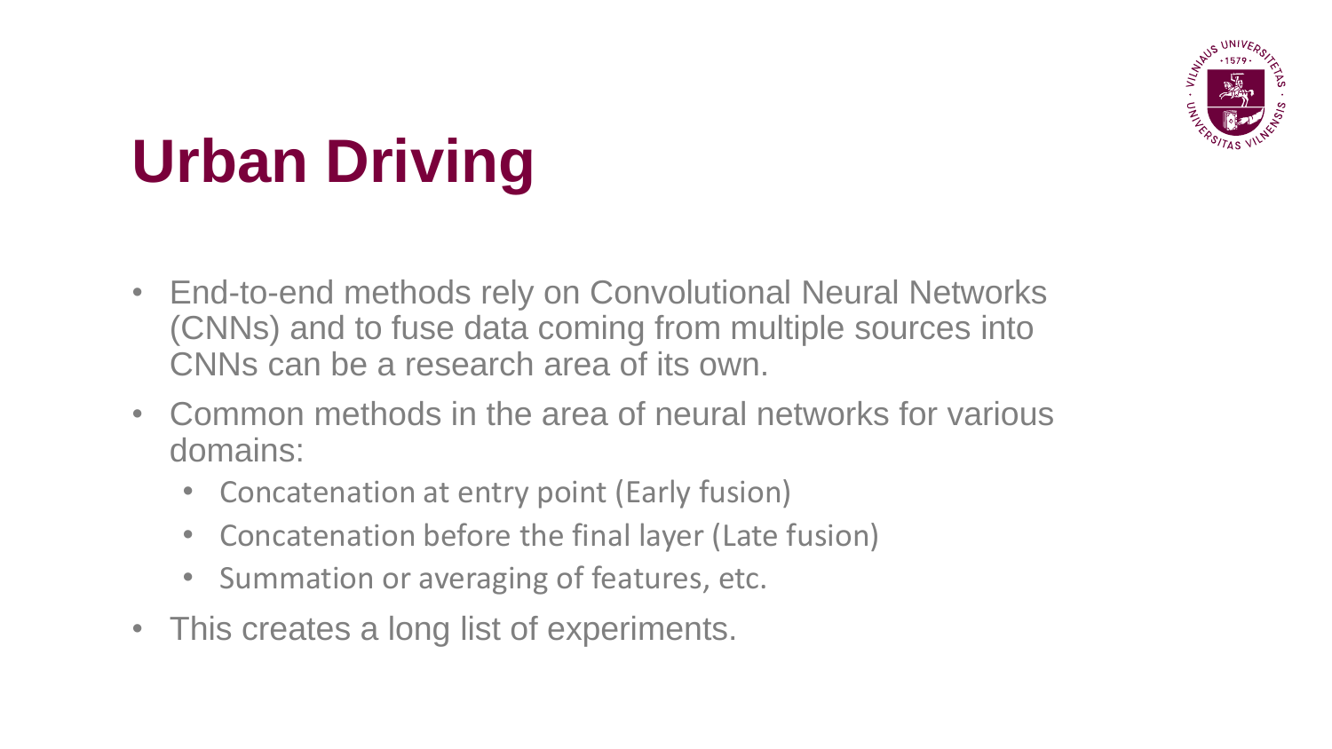# Urban Driving

- End-to-end methods rely on Convolutional Neural Networks (CNNs) and to fuse data coming from multiple sources into CNNs can be a research area of its own.
- Common methods in the area of neural networks for various domains:
  - Concatenation at entry point (Early fusion)
  - Concatenation before the final layer (Late fusion)
  - Summation or averaging of features, etc.
- This creates a long list of experiments.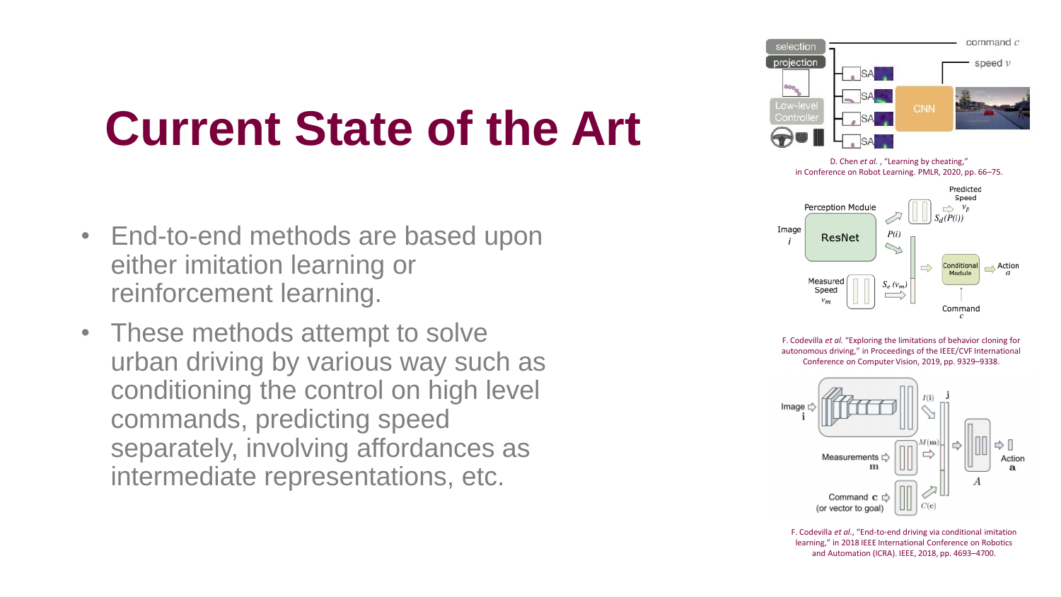# Current State of the Art

- End-to-end methods are based upon either imitation learning or reinforcement learning.
- These methods attempt to solve urban driving by various way such as conditioning the control on high level commands, predicting speed separately, involving affordances as intermediate representations, etc.

D. Chen *et al.* , "Learning by cheating," in Conference on Robot Learning. PMLR, 2020, pp. 66–75.

F. Codevilla *et al.* "Exploring the limitations of behavior cloning for autonomous driving," in Proceedings of the IEEE/CVF International Conference on Computer Vision, 2019, pp. 9329–9338.

F. Codevilla *et al.*, "End-to-end driving via conditional imitation learning," in 2018 IEEE International Conference on Robotics and Automation (ICRA). IEEE, 2018, pp. 4693–4700.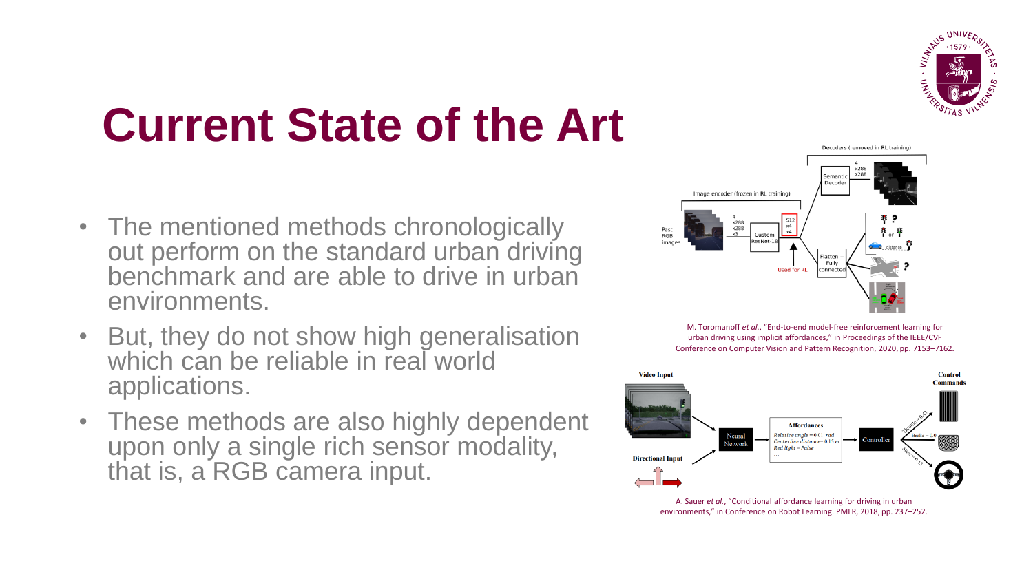# Current State of the Art

- The mentioned methods chronologically out perform on the standard urban driving benchmark and are able to drive in urban environments.
- But, they do not show high generalisation which can be reliable in real world applications.
- These methods are also highly dependent upon only a single rich sensor modality, that is, a RGB camera input.

M. Toromanoff *et al.*, "End-to-end model-free reinforcement learning for urban driving using implicit affordances," in Proceedings of the IEEE/CVF Conference on Computer Vision and Pattern Recognition, 2020, pp. 7153–7162.

A. Sauer *et al.*, "Conditional affordance learning for driving in urban environments," in Conference on Robot Learning. PMLR, 2018, pp. 237–252.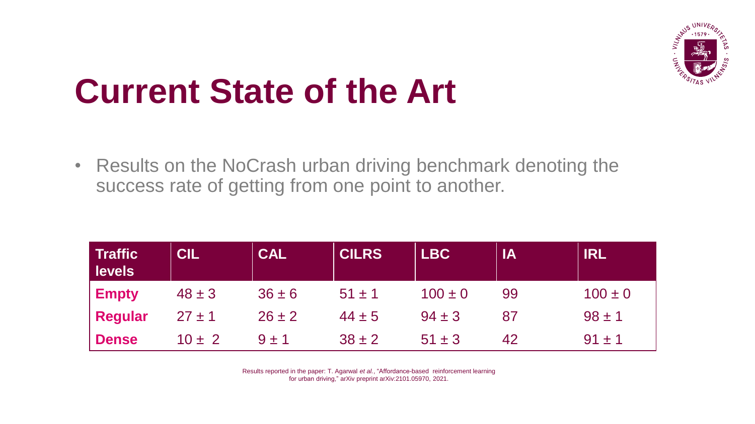# Current State of the Art

- Results on the NoCrash urban driving benchmark denoting the success rate of getting from one point to another.

| Traffic levels | CIL | CAL | CILRS | LBC | IA | IRL |
|---|---|---|---|---|---|---|
| **Empty** | 48 ± 3 | 36 ± 6 | 51 ± 1 | 100 ± 0 | 99 | 100 ± 0 |
| **Regular** | 27 ± 1 | 26 ± 2 | 44 ± 5 | 94 ± 3 | 87 | 98 ± 1 |
| **Dense** | 10 ± 2 | 9 ± 1 | 38 ± 2 | 51 ± 3 | 42 | 91 ± 1 |

Results reported in the paper: T. Agarwal *et al.*, "Affordance-based reinforcement learning for urban driving," arXiv preprint arXiv:2101.05970, 2021.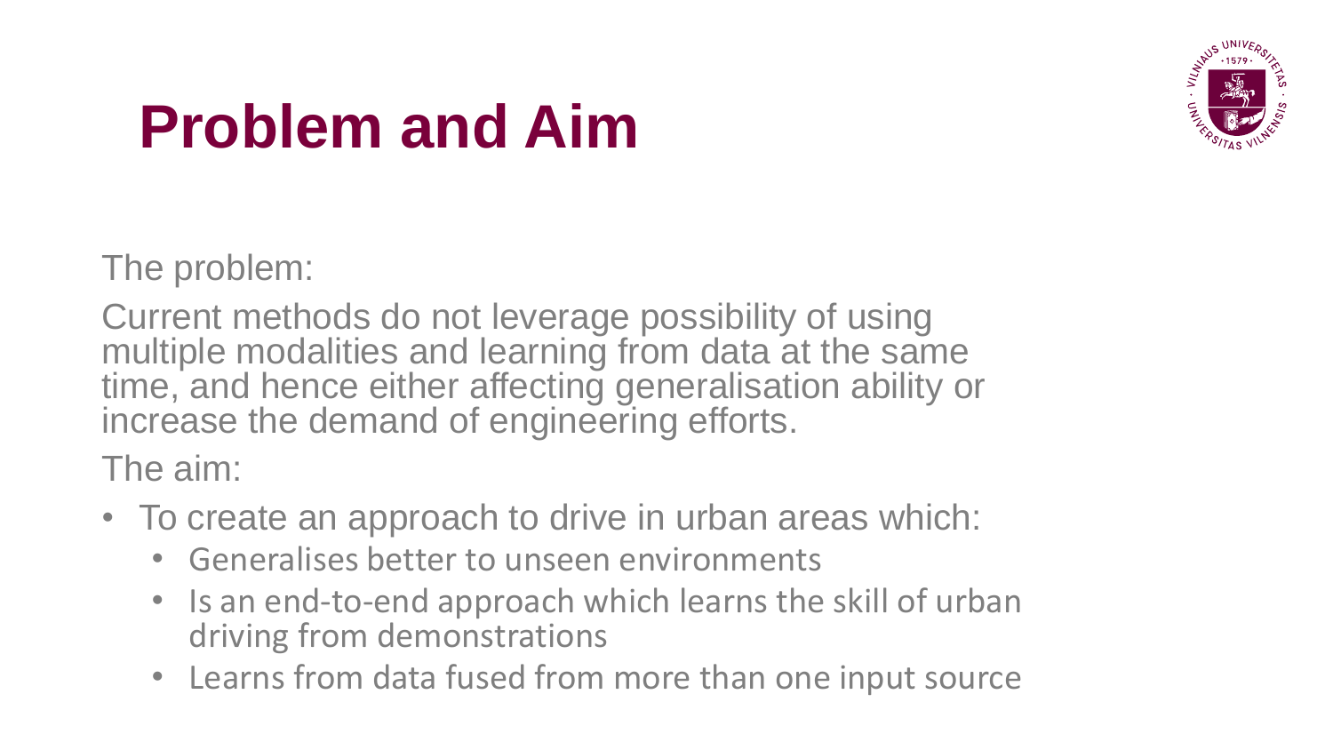# Problem and Aim

The problem:

Current methods do not leverage possibility of using multiple modalities and learning from data at the same time, and hence either affecting generalisation ability or increase the demand of engineering efforts.

The aim:

- To create an approach to drive in urban areas which:
  - Generalises better to unseen environments
  - Is an end-to-end approach which learns the skill of urban driving from demonstrations
  - Learns from data fused from more than one input source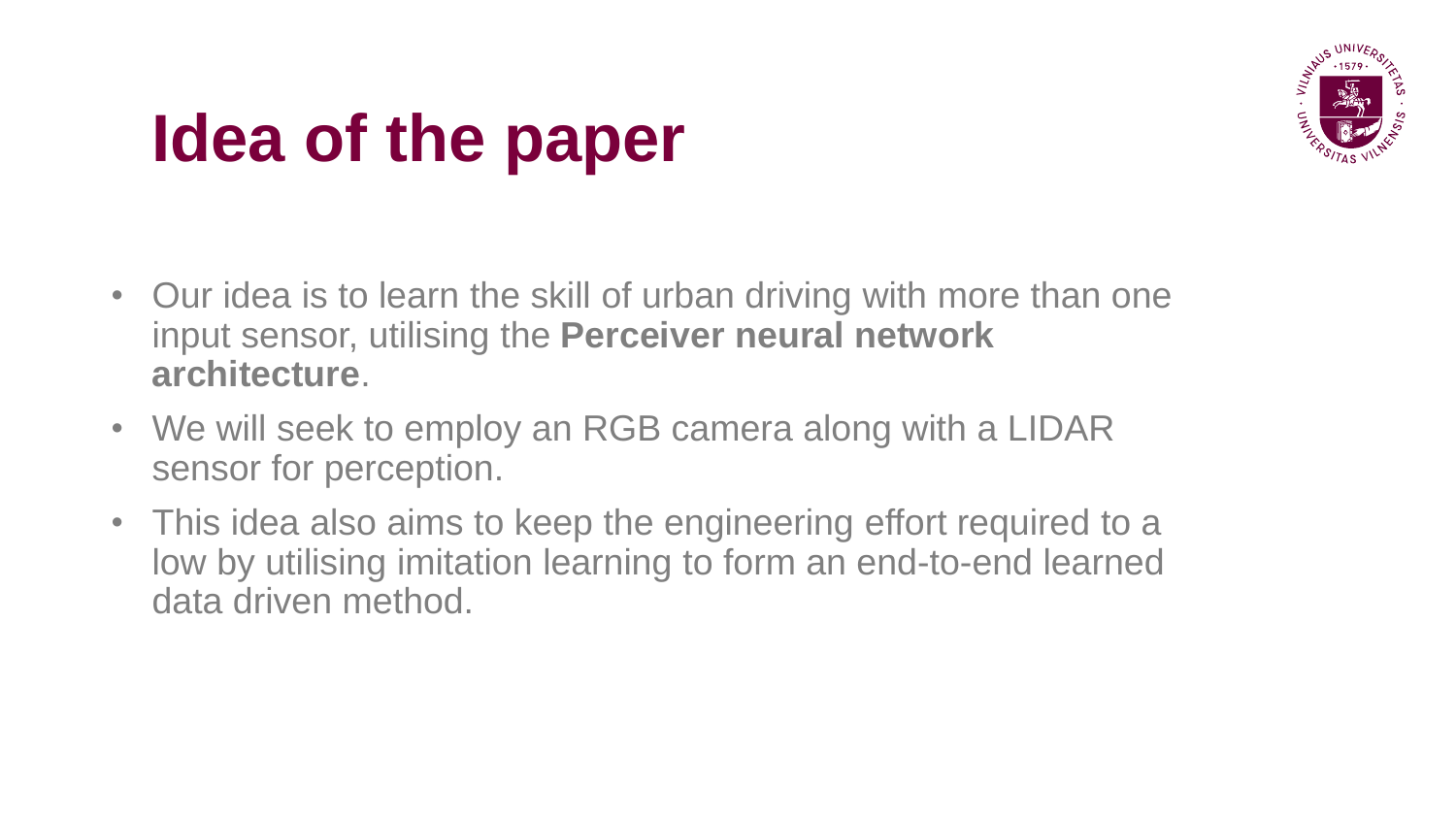# Idea of the paper

- Our idea is to learn the skill of urban driving with more than one input sensor, utilising the **Perceiver neural network architecture**.
- We will seek to employ an RGB camera along with a LIDAR sensor for perception.
- This idea also aims to keep the engineering effort required to a low by utilising imitation learning to form an end-to-end learned data driven method.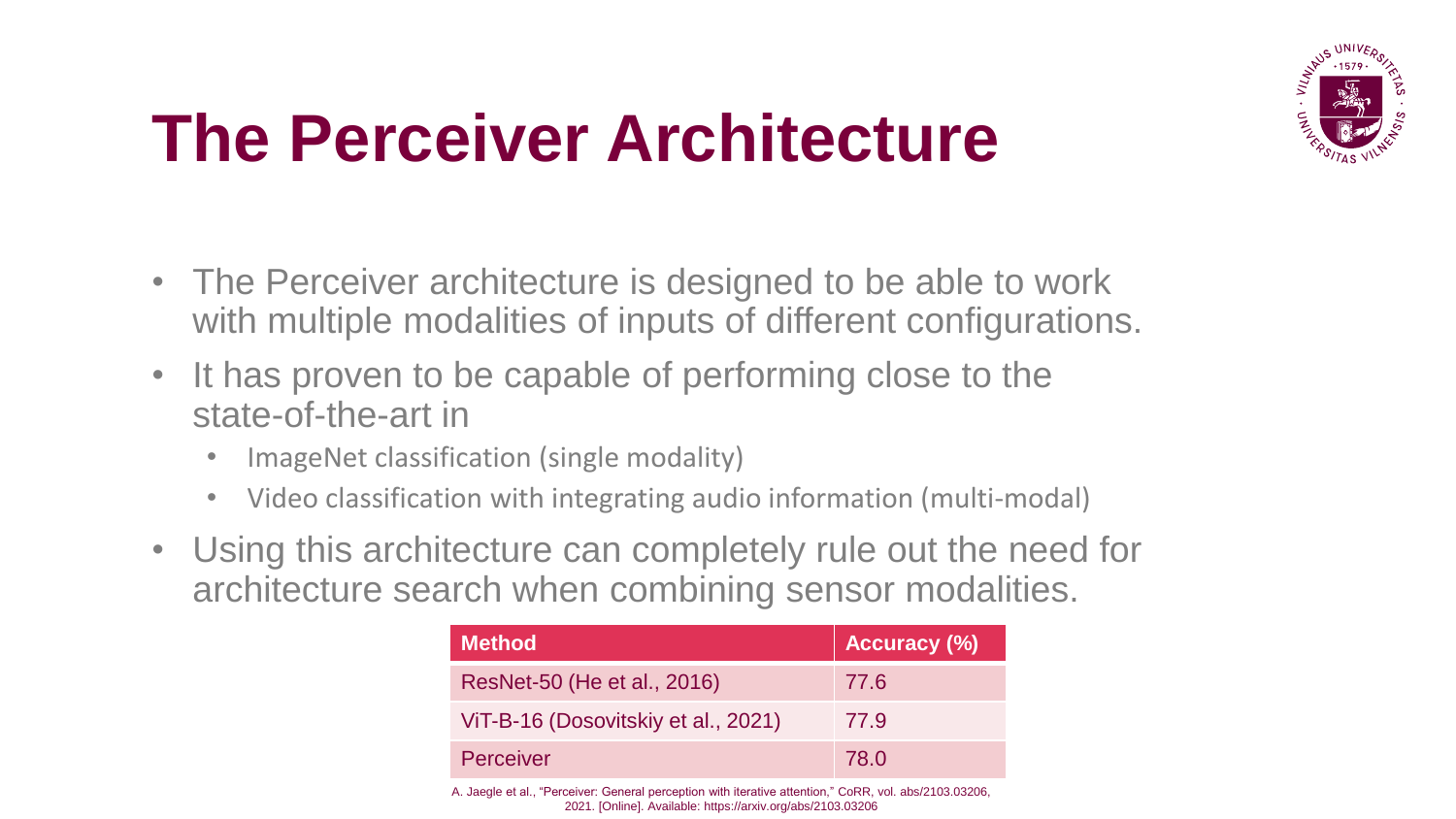# The Perceiver Architecture

- The Perceiver architecture is designed to be able to work with multiple modalities of inputs of different configurations.
- It has proven to be capable of performing close to the state-of-the-art in
  - ImageNet classification (single modality)
  - Video classification with integrating audio information (multi-modal)
- Using this architecture can completely rule out the need for architecture search when combining sensor modalities.

| Method | Accuracy (%) |
| --- | --- |
| ResNet-50 (He et al., 2016) | 77.6 |
| ViT-B-16 (Dosovitskiy et al., 2021) | 77.9 |
| Perceiver | 78.0 |

A. Jaegle et al., "Perceiver: General perception with iterative attention," CoRR, vol. abs/2103.03206, 2021. [Online]. Available: https://arxiv.org/abs/2103.03206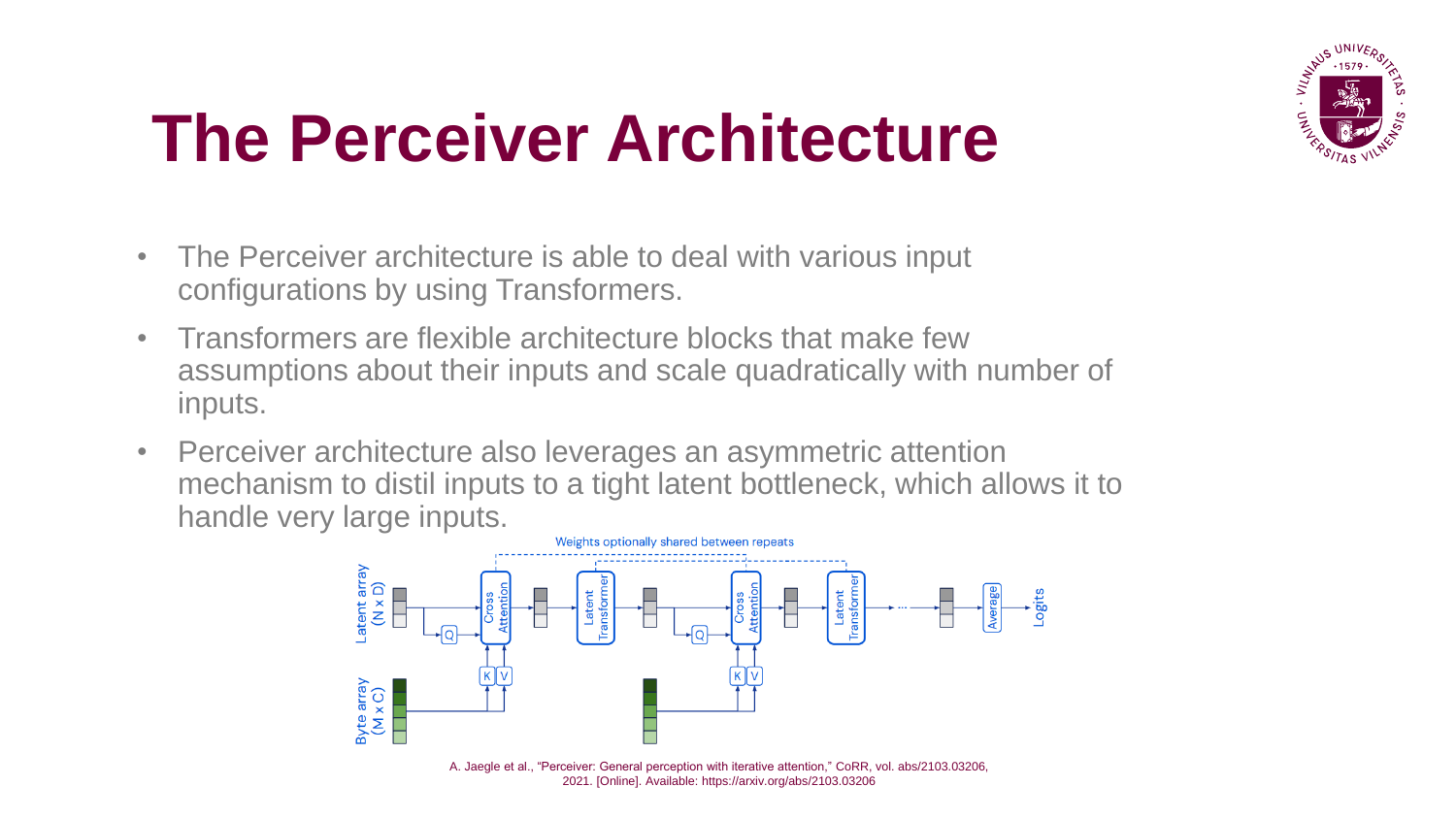# The Perceiver Architecture

- The Perceiver architecture is able to deal with various input configurations by using Transformers.
- Transformers are flexible architecture blocks that make few assumptions about their inputs and scale quadratically with number of inputs.
- Perceiver architecture also leverages an asymmetric attention mechanism to distil inputs to a tight latent bottleneck, which allows it to handle very large inputs.

Weights optionally shared between repeats

Latent array (N x D)

Byte array (M x C)

Cross Attention

Latent Transformer

Q

K

V

Average

Logits

A. Jaegle et al., "Perceiver: General perception with iterative attention," CoRR, vol. abs/2103.03206, 2021. [Online]. Available: https://arxiv.org/abs/2103.03206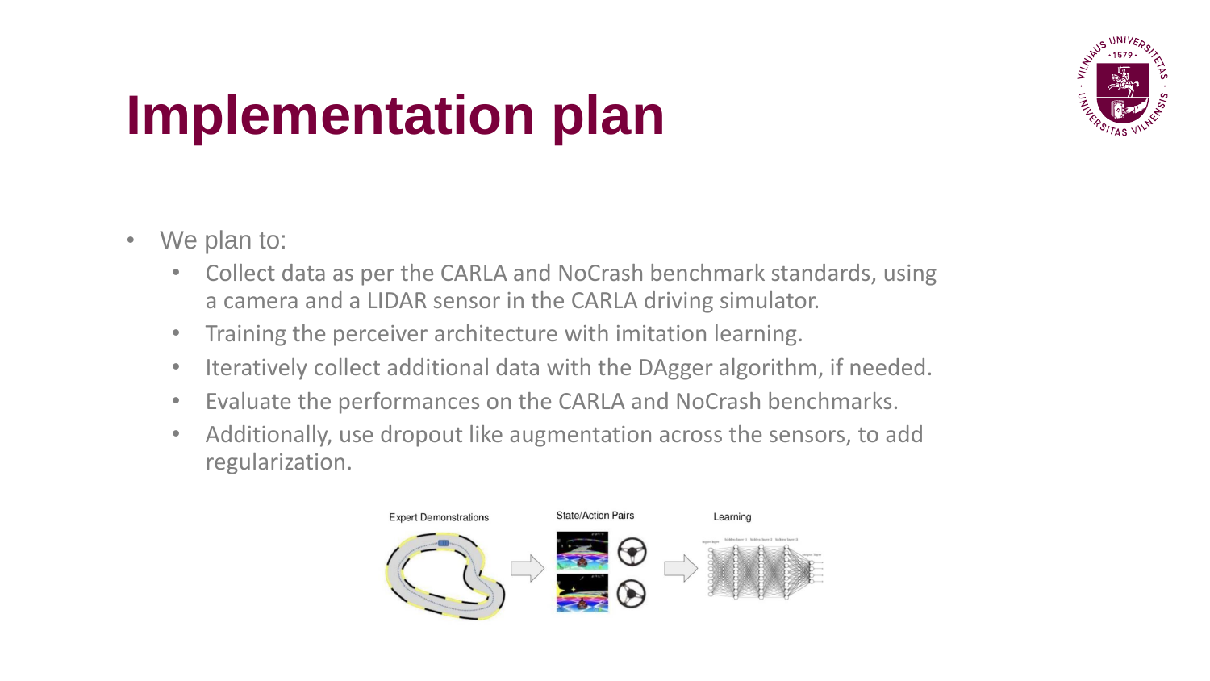# Implementation plan

- We plan to:
  - Collect data as per the CARLA and NoCrash benchmark standards, using a camera and a LIDAR sensor in the CARLA driving simulator.
  - Training the perceiver architecture with imitation learning.
  - Iteratively collect additional data with the DAgger algorithm, if needed.
  - Evaluate the performances on the CARLA and NoCrash benchmarks.
  - Additionally, use dropout like augmentation across the sensors, to add regularization.

Expert Demonstrations → State/Action Pairs → Learning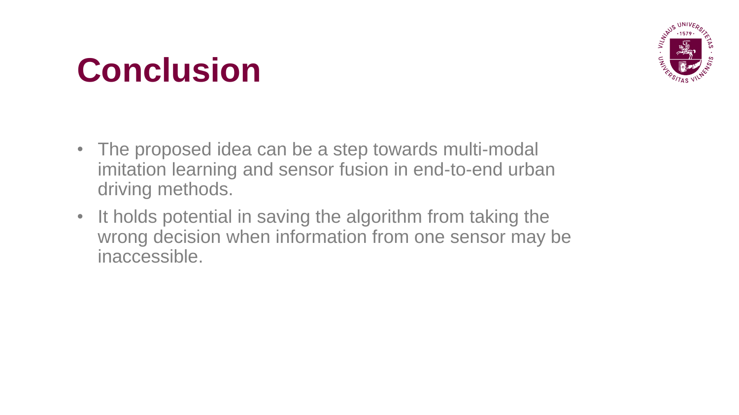# Conclusion

- The proposed idea can be a step towards multi-modal imitation learning and sensor fusion in end-to-end urban driving methods.
- It holds potential in saving the algorithm from taking the wrong decision when information from one sensor may be inaccessible.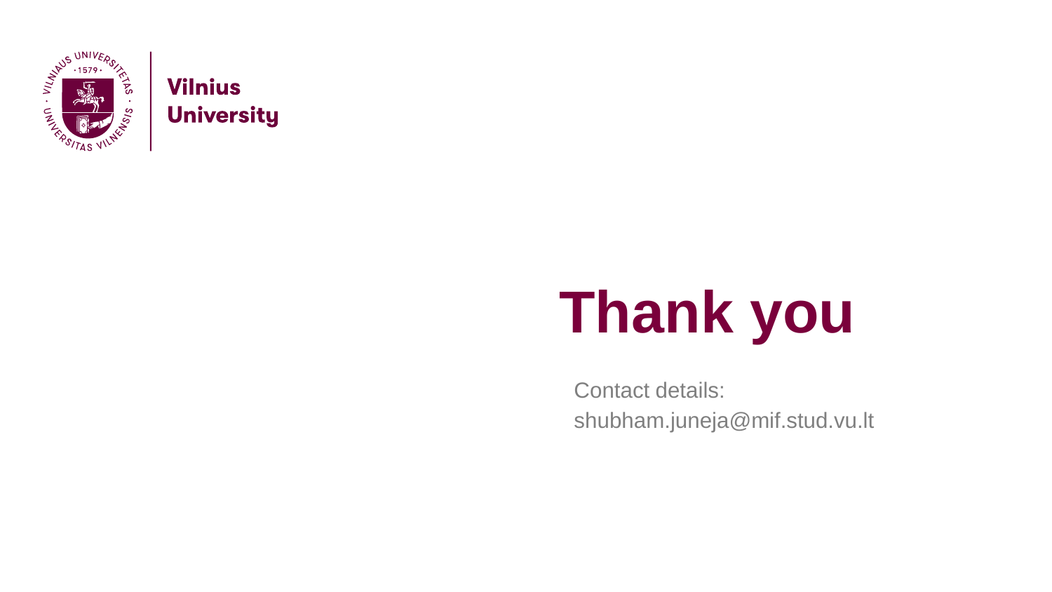Vilnius University

# Thank you

Contact details:
shubham.juneja@mif.stud.vu.lt